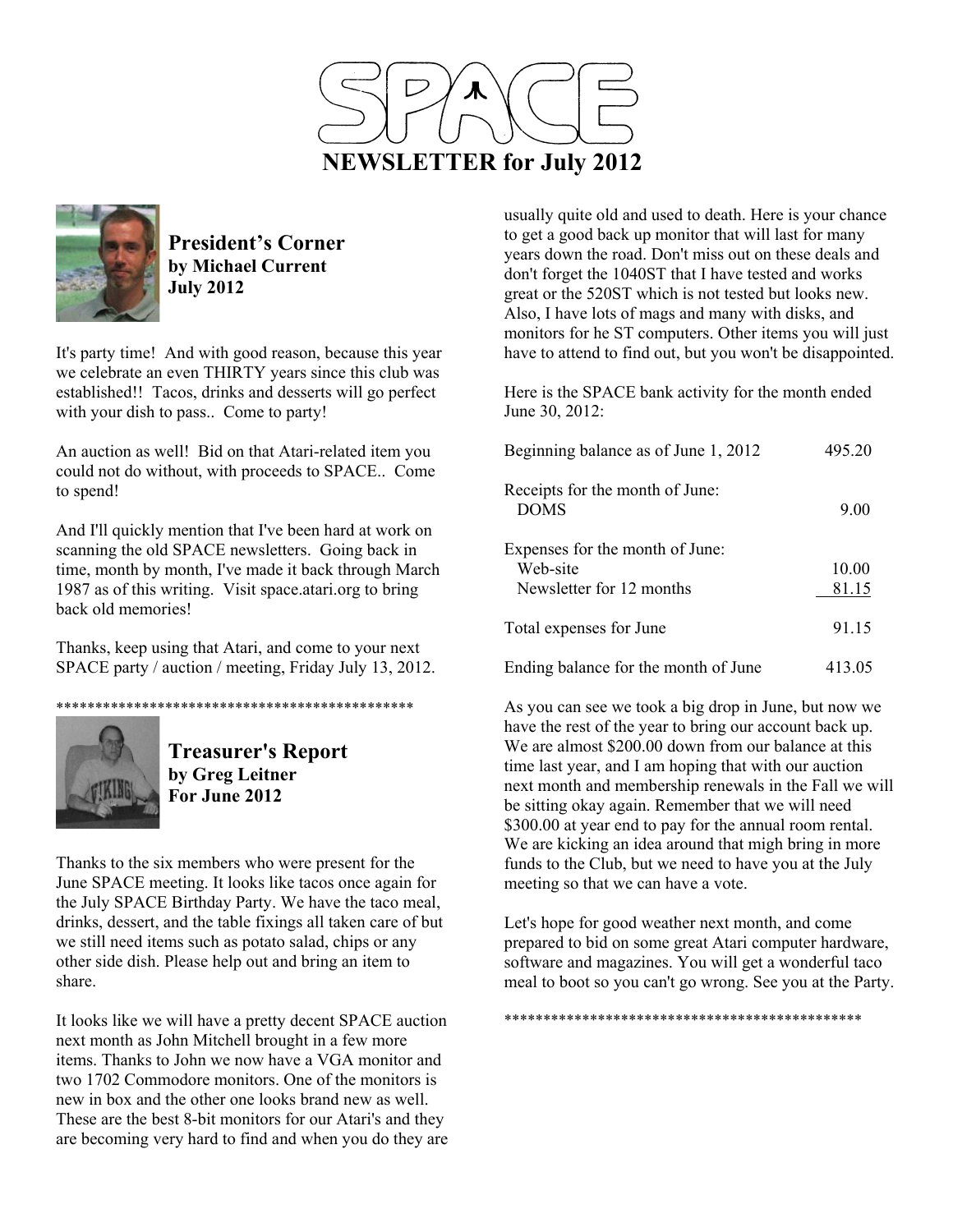# SPACE

## NEWSLETTER for July 2012

### President's Corner
**by Michael Current**
**July 2012**

It's party time! And with good reason, because this year we celebrate an even THIRTY years since this club was established!! Tacos, drinks and desserts will go perfect with your dish to pass.. Come to party!

An auction as well! Bid on that Atari-related item you could not do without, with proceeds to SPACE.. Come to spend!

And I'll quickly mention that I've been hard at work on scanning the old SPACE newsletters. Going back in time, month by month, I've made it back through March 1987 as of this writing. Visit space.atari.org to bring back old memories!

Thanks, keep using that Atari, and come to your next SPACE party / auction / meeting, Friday July 13, 2012.

\*\*\*\*\*\*\*\*\*\*\*\*\*\*\*\*\*\*\*\*\*\*\*\*\*\*\*\*\*\*\*\*\*\*\*\*\*\*\*\*\*\*\*\*\*\*\*\*

### Treasurer's Report
**by Greg Leitner**
**For June 2012**

Thanks to the six members who were present for the June SPACE meeting. It looks like tacos once again for the July SPACE Birthday Party. We have the taco meal, drinks, dessert, and the table fixings all taken care of but we still need items such as potato salad, chips or any other side dish. Please help out and bring an item to share.

It looks like we will have a pretty decent SPACE auction next month as John Mitchell brought in a few more items. Thanks to John we now have a VGA monitor and two 1702 Commodore monitors. One of the monitors is new in box and the other one looks brand new as well. These are the best 8-bit monitors for our Atari's and they are becoming very hard to find and when you do they are usually quite old and used to death. Here is your chance to get a good back up monitor that will last for many years down the road. Don't miss out on these deals and don't forget the 1040ST that I have tested and works great or the 520ST which is not tested but looks new. Also, I have lots of mags and many with disks, and monitors for he ST computers. Other items you will just have to attend to find out, but you won't be disappointed.

Here is the SPACE bank activity for the month ended June 30, 2012:

| | |
|---|---|
| Beginning balance as of June 1, 2012 | 495.20 |
| Receipts for the month of June: | |
| DOMS | 9.00 |
| Expenses for the month of June: | |
| Web-site | 10.00 |
| Newsletter for 12 months | 81.15 |
| Total expenses for June | 91.15 |
| Ending balance for the month of June | 413.05 |

As you can see we took a big drop in June, but now we have the rest of the year to bring our account back up. We are almost $200.00 down from our balance at this time last year, and I am hoping that with our auction next month and membership renewals in the Fall we will be sitting okay again. Remember that we will need $300.00 at year end to pay for the annual room rental. We are kicking an idea around that migh bring in more funds to the Club, but we need to have you at the July meeting so that we can have a vote.

Let's hope for good weather next month, and come prepared to bid on some great Atari computer hardware, software and magazines. You will get a wonderful taco meal to boot so you can't go wrong. See you at the Party.

\*\*\*\*\*\*\*\*\*\*\*\*\*\*\*\*\*\*\*\*\*\*\*\*\*\*\*\*\*\*\*\*\*\*\*\*\*\*\*\*\*\*\*\*\*\*\*\*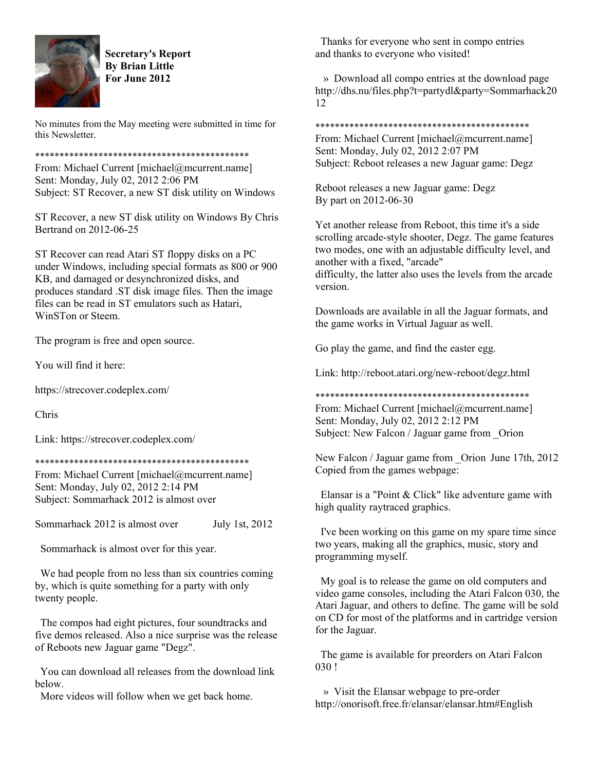**Secretary's Report**
**By Brian Little**
**For June 2012**

No minutes from the May meeting were submitted in time for this Newsletter.

*********************************************
From: Michael Current [michael@mcurrent.name]
Sent: Monday, July 02, 2012 2:06 PM
Subject: ST Recover, a new ST disk utility on Windows

ST Recover, a new ST disk utility on Windows By Chris Bertrand on 2012-06-25

ST Recover can read Atari ST floppy disks on a PC under Windows, including special formats as 800 or 900 KB, and damaged or desynchronized disks, and produces standard .ST disk image files. Then the image files can be read in ST emulators such as Hatari, WinSTon or Steem.

The program is free and open source.

You will find it here:

https://strecover.codeplex.com/

Chris

Link: https://strecover.codeplex.com/

*********************************************
From: Michael Current [michael@mcurrent.name]
Sent: Monday, July 02, 2012 2:14 PM
Subject: Sommarhack 2012 is almost over

Sommarhack 2012 is almost over July 1st, 2012

Sommarhack is almost over for this year.

We had people from no less than six countries coming by, which is quite something for a party with only twenty people.

The compos had eight pictures, four soundtracks and five demos released. Also a nice surprise was the release of Reboots new Jaguar game "Degz".

You can download all releases from the download link below.
More videos will follow when we get back home.

Thanks for everyone who sent in compo entries and thanks to everyone who visited!

» Download all compo entries at the download page http://dhs.nu/files.php?t=partydl&party=Sommarhack2012

*********************************************
From: Michael Current [michael@mcurrent.name]
Sent: Monday, July 02, 2012 2:07 PM
Subject: Reboot releases a new Jaguar game: Degz

Reboot releases a new Jaguar game: Degz
By part on 2012-06-30

Yet another release from Reboot, this time it's a side scrolling arcade-style shooter, Degz. The game features two modes, one with an adjustable difficulty level, and another with a fixed, "arcade"
difficulty, the latter also uses the levels from the arcade version.

Downloads are available in all the Jaguar formats, and the game works in Virtual Jaguar as well.

Go play the game, and find the easter egg.

Link: http://reboot.atari.org/new-reboot/degz.html

*********************************************
From: Michael Current [michael@mcurrent.name]
Sent: Monday, July 02, 2012 2:12 PM
Subject: New Falcon / Jaguar game from _Orion

New Falcon / Jaguar game from _Orion June 17th, 2012
Copied from the games webpage:

Elansar is a "Point & Click" like adventure game with high quality raytraced graphics.

I've been working on this game on my spare time since two years, making all the graphics, music, story and programming myself.

My goal is to release the game on old computers and video game consoles, including the Atari Falcon 030, the Atari Jaguar, and others to define. The game will be sold on CD for most of the platforms and in cartridge version for the Jaguar.

The game is available for preorders on Atari Falcon 030 !

» Visit the Elansar webpage to pre-order http://onorisoft.free.fr/elansar/elansar.htm#English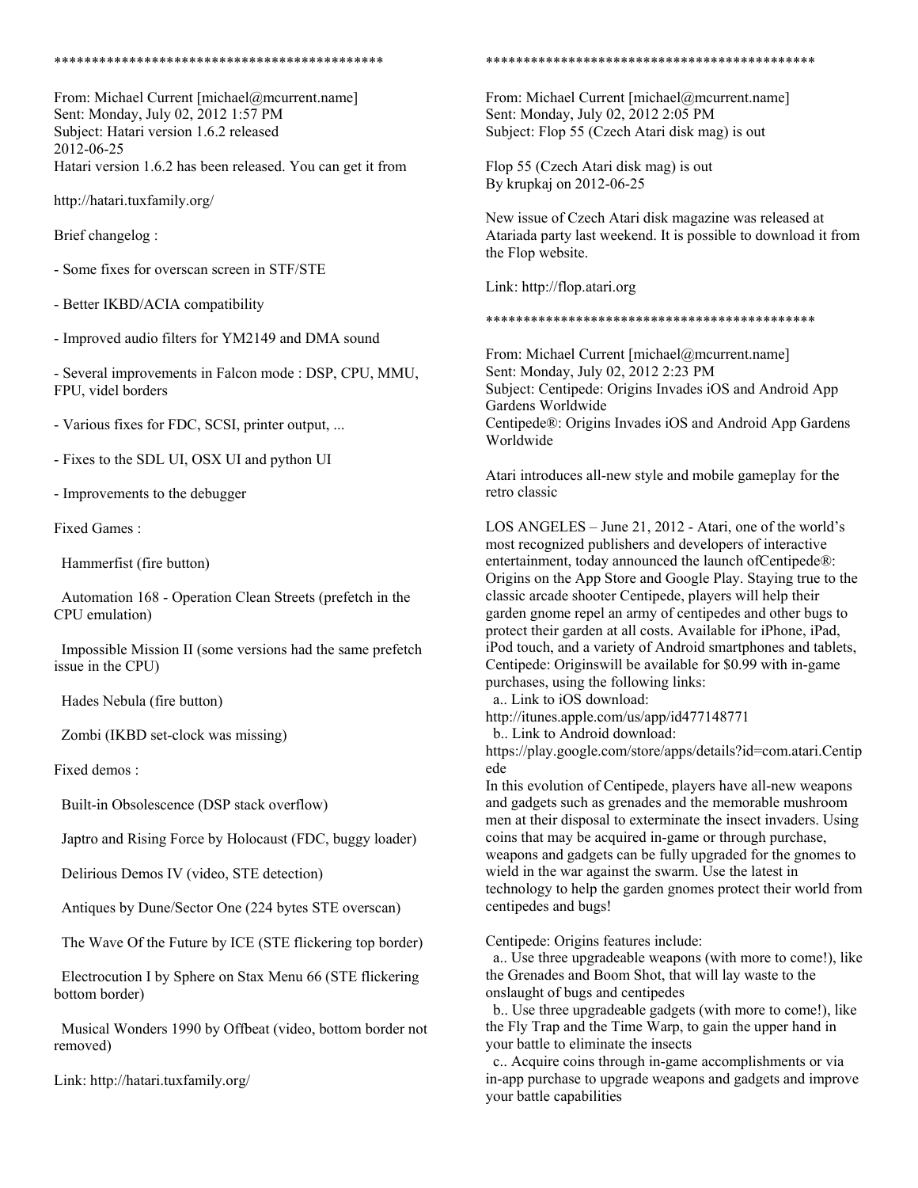********************************************

From: Michael Current [michael@mcurrent.name]
Sent: Monday, July 02, 2012 1:57 PM
Subject: Hatari version 1.6.2 released
2012-06-25
Hatari version 1.6.2 has been released. You can get it from

http://hatari.tuxfamily.org/

Brief changelog :

- Some fixes for overscan screen in STF/STE

- Better IKBD/ACIA compatibility

- Improved audio filters for YM2149 and DMA sound

- Several improvements in Falcon mode : DSP, CPU, MMU, FPU, videl borders

- Various fixes for FDC, SCSI, printer output, ...

- Fixes to the SDL UI, OSX UI and python UI

- Improvements to the debugger

Fixed Games :

Hammerfist (fire button)

Automation 168 - Operation Clean Streets (prefetch in the CPU emulation)

Impossible Mission II (some versions had the same prefetch issue in the CPU)

Hades Nebula (fire button)

Zombi (IKBD set-clock was missing)

Fixed demos :

Built-in Obsolescence (DSP stack overflow)

Japtro and Rising Force by Holocaust (FDC, buggy loader)

Delirious Demos IV (video, STE detection)

Antiques by Dune/Sector One (224 bytes STE overscan)

The Wave Of the Future by ICE (STE flickering top border)

Electrocution I by Sphere on Stax Menu 66 (STE flickering bottom border)

Musical Wonders 1990 by Offbeat (video, bottom border not removed)

Link: http://hatari.tuxfamily.org/

********************************************

From: Michael Current [michael@mcurrent.name]
Sent: Monday, July 02, 2012 2:05 PM
Subject: Flop 55 (Czech Atari disk mag) is out

Flop 55 (Czech Atari disk mag) is out
By krupkaj on 2012-06-25

New issue of Czech Atari disk magazine was released at Atariada party last weekend. It is possible to download it from the Flop website.

Link: http://flop.atari.org

********************************************

From: Michael Current [michael@mcurrent.name]
Sent: Monday, July 02, 2012 2:23 PM
Subject: Centipede: Origins Invades iOS and Android App Gardens Worldwide
Centipede®: Origins Invades iOS and Android App Gardens Worldwide

Atari introduces all-new style and mobile gameplay for the retro classic

LOS ANGELES – June 21, 2012 - Atari, one of the world's most recognized publishers and developers of interactive entertainment, today announced the launch ofCentipede®: Origins on the App Store and Google Play. Staying true to the classic arcade shooter Centipede, players will help their garden gnome repel an army of centipedes and other bugs to protect their garden at all costs. Available for iPhone, iPad, iPod touch, and a variety of Android smartphones and tablets, Centipede: Originswill be available for $0.99 with in-game purchases, using the following links:
a.. Link to iOS download:
http://itunes.apple.com/us/app/id477148771
b.. Link to Android download:
https://play.google.com/store/apps/details?id=com.atari.Centipede
In this evolution of Centipede, players have all-new weapons and gadgets such as grenades and the memorable mushroom men at their disposal to exterminate the insect invaders. Using coins that may be acquired in-game or through purchase, weapons and gadgets can be fully upgraded for the gnomes to wield in the war against the swarm. Use the latest in technology to help the garden gnomes protect their world from centipedes and bugs!

Centipede: Origins features include:
a.. Use three upgradeable weapons (with more to come!), like the Grenades and Boom Shot, that will lay waste to the onslaught of bugs and centipedes
b.. Use three upgradeable gadgets (with more to come!), like the Fly Trap and the Time Warp, to gain the upper hand in your battle to eliminate the insects
c.. Acquire coins through in-game accomplishments or via in-app purchase to upgrade weapons and gadgets and improve your battle capabilities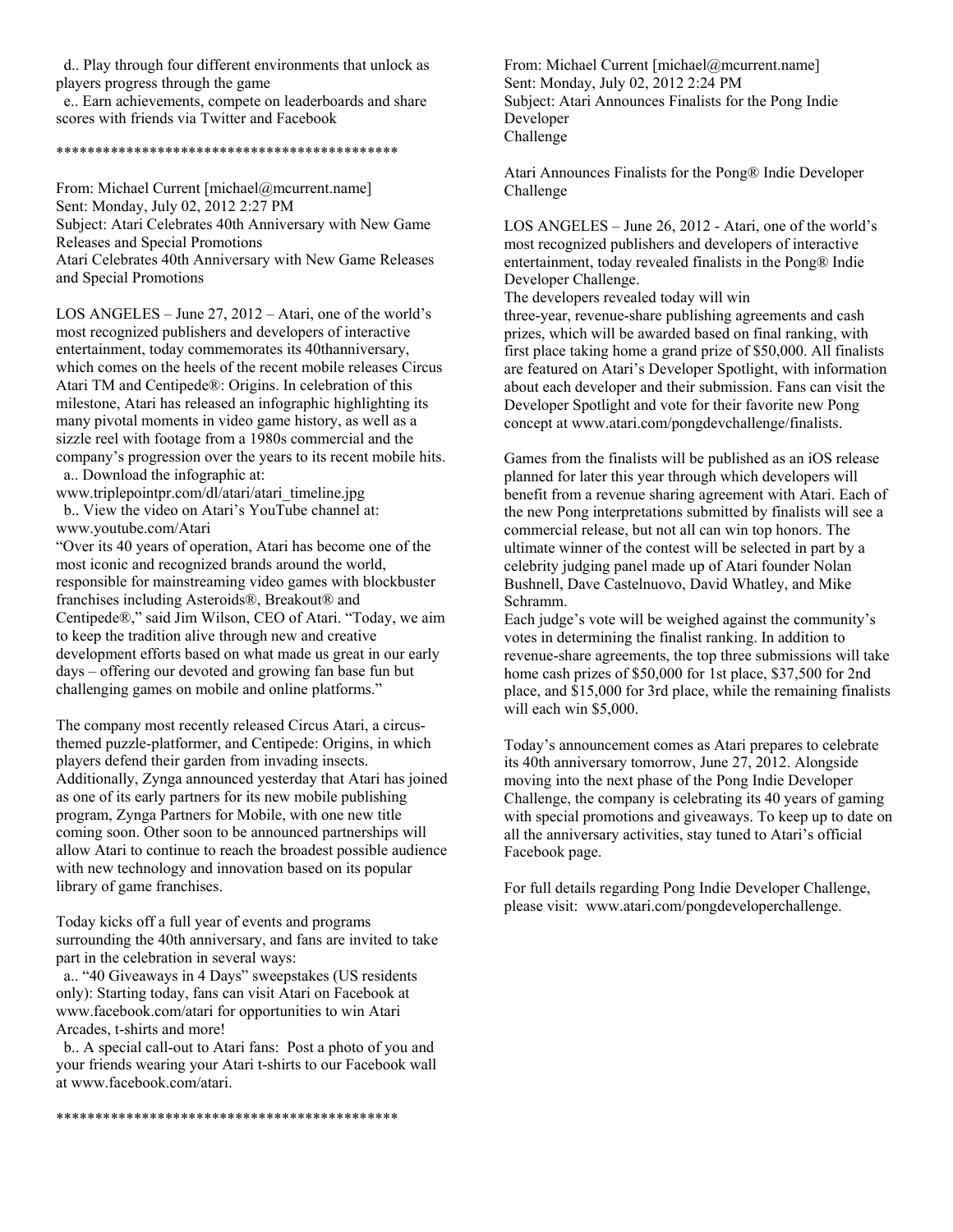d.. Play through four different environments that unlock as players progress through the game

e.. Earn achievements, compete on leaderboards and share scores with friends via Twitter and Facebook

********************************************

From: Michael Current [michael@mcurrent.name]
Sent: Monday, July 02, 2012 2:27 PM
Subject: Atari Celebrates 40th Anniversary with New Game Releases and Special Promotions

Atari Celebrates 40th Anniversary with New Game Releases and Special Promotions

LOS ANGELES – June 27, 2012 – Atari, one of the world's most recognized publishers and developers of interactive entertainment, today commemorates its 40thanniversary, which comes on the heels of the recent mobile releases Circus Atari TM and Centipede®: Origins. In celebration of this milestone, Atari has released an infographic highlighting its many pivotal moments in video game history, as well as a sizzle reel with footage from a 1980s commercial and the company's progression over the years to its recent mobile hits.

a.. Download the infographic at: www.triplepointpr.com/dl/atari/atari_timeline.jpg

b.. View the video on Atari's YouTube channel at: www.youtube.com/Atari

"Over its 40 years of operation, Atari has become one of the most iconic and recognized brands around the world, responsible for mainstreaming video games with blockbuster franchises including Asteroids®, Breakout® and Centipede®," said Jim Wilson, CEO of Atari. "Today, we aim to keep the tradition alive through new and creative development efforts based on what made us great in our early days – offering our devoted and growing fan base fun but challenging games on mobile and online platforms."

The company most recently released Circus Atari, a circus-themed puzzle-platformer, and Centipede: Origins, in which players defend their garden from invading insects. Additionally, Zynga announced yesterday that Atari has joined as one of its early partners for its new mobile publishing program, Zynga Partners for Mobile, with one new title coming soon. Other soon to be announced partnerships will allow Atari to continue to reach the broadest possible audience with new technology and innovation based on its popular library of game franchises.

Today kicks off a full year of events and programs surrounding the 40th anniversary, and fans are invited to take part in the celebration in several ways:

a.. "40 Giveaways in 4 Days" sweepstakes (US residents only): Starting today, fans can visit Atari on Facebook at www.facebook.com/atari for opportunities to win Atari Arcades, t-shirts and more!

b.. A special call-out to Atari fans: Post a photo of you and your friends wearing your Atari t-shirts to our Facebook wall at www.facebook.com/atari.

********************************************

From: Michael Current [michael@mcurrent.name]
Sent: Monday, July 02, 2012 2:24 PM
Subject: Atari Announces Finalists for the Pong Indie Developer Challenge

Atari Announces Finalists for the Pong® Indie Developer Challenge

LOS ANGELES – June 26, 2012 - Atari, one of the world's most recognized publishers and developers of interactive entertainment, today revealed finalists in the Pong® Indie Developer Challenge.

The developers revealed today will win three-year, revenue-share publishing agreements and cash prizes, which will be awarded based on final ranking, with first place taking home a grand prize of $50,000. All finalists are featured on Atari's Developer Spotlight, with information about each developer and their submission. Fans can visit the Developer Spotlight and vote for their favorite new Pong concept at www.atari.com/pongdevchallenge/finalists.

Games from the finalists will be published as an iOS release planned for later this year through which developers will benefit from a revenue sharing agreement with Atari. Each of the new Pong interpretations submitted by finalists will see a commercial release, but not all can win top honors. The ultimate winner of the contest will be selected in part by a celebrity judging panel made up of Atari founder Nolan Bushnell, Dave Castelnuovo, David Whatley, and Mike Schramm.

Each judge's vote will be weighed against the community's votes in determining the finalist ranking. In addition to revenue-share agreements, the top three submissions will take home cash prizes of $50,000 for 1st place, $37,500 for 2nd place, and $15,000 for 3rd place, while the remaining finalists will each win $5,000.

Today's announcement comes as Atari prepares to celebrate its 40th anniversary tomorrow, June 27, 2012. Alongside moving into the next phase of the Pong Indie Developer Challenge, the company is celebrating its 40 years of gaming with special promotions and giveaways. To keep up to date on all the anniversary activities, stay tuned to Atari's official Facebook page.

For full details regarding Pong Indie Developer Challenge, please visit: www.atari.com/pongdeveloperchallenge.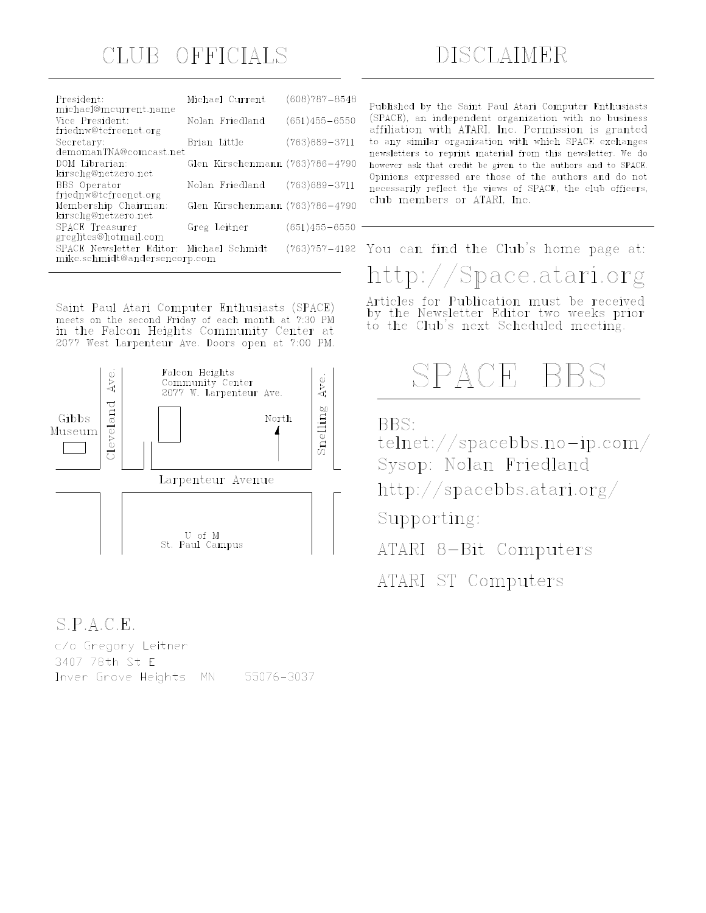# CLUB OFFICIALS

| | | |
|---|---|---|
| President: michael@mcurrent.name | Michael Current | (608)787-8548 |
| Vice President: friednw@tcfreenet.org | Nolan Friedland | (651)455-6550 |
| Secretary: demomanTNA@comcast.net | Brian Little | (763)689-3711 |
| DOM Librarian: kirschg@netzero.net | Glen Kirschenmann | (763)786-4790 |
| BBS Operator friednw@tcfreenet.org | Nolan Friedland | (763)689-3711 |
| Membership Chairman: kirschg@netzero.net | Glen Kirschenmann | (763)786-4790 |
| SPACE Treasurer greglites@hotmail.com | Greg Leitner | (651)455-6550 |
| SPACE Newsletter Editor: mike.schmidt@andersencorp.com | Michael Schmidt | (763)757-4192 |

Saint Paul Atari Computer Enthusiasts (SPACE) meets on the second Friday of each month at 7:30 PM in the Falcon Heights Community Center at 2077 West Larpenteur Ave. Doors open at 7:00 PM.

Falcon Heights Community Center 2077 W. Larpenteur Ave.

Gibbs Museum

Cleveland Ave.

Snelling Ave.

North

Larpenteur Avenue

U of M St. Paul Campus

S.P.A.C.E.

c/o Gregory Leitner

3407 78th St E

Inver Grove Heights MN 55076-3037

# DISCLAIMER

Published by the Saint Paul Atari Computer Enthusiasts (SPACE), an independent organization with no business affiliation with ATARI, Inc. Permission is granted to any similar organization with which SPACE exchanges newsletters to reprint material from this newsletter. We do however ask that credit be given to the authors and to SPACE. Opinions expressed are those of the authors and do not necessarily reflect the views of SPACE, the club officers, club members or ATARI, Inc.

You can find the Club's home page at:

http://Space.atari.org

Articles for Publication must be received by the Newsletter Editor two weeks prior to the Club's next Scheduled meeting.

# SPACE BBS

BBS:

telnet://spacebbs.no-ip.com/

Sysop: Nolan Friedland

http://spacebbs.atari.org/

Supporting:

ATARI 8-Bit Computers

ATARI ST Computers